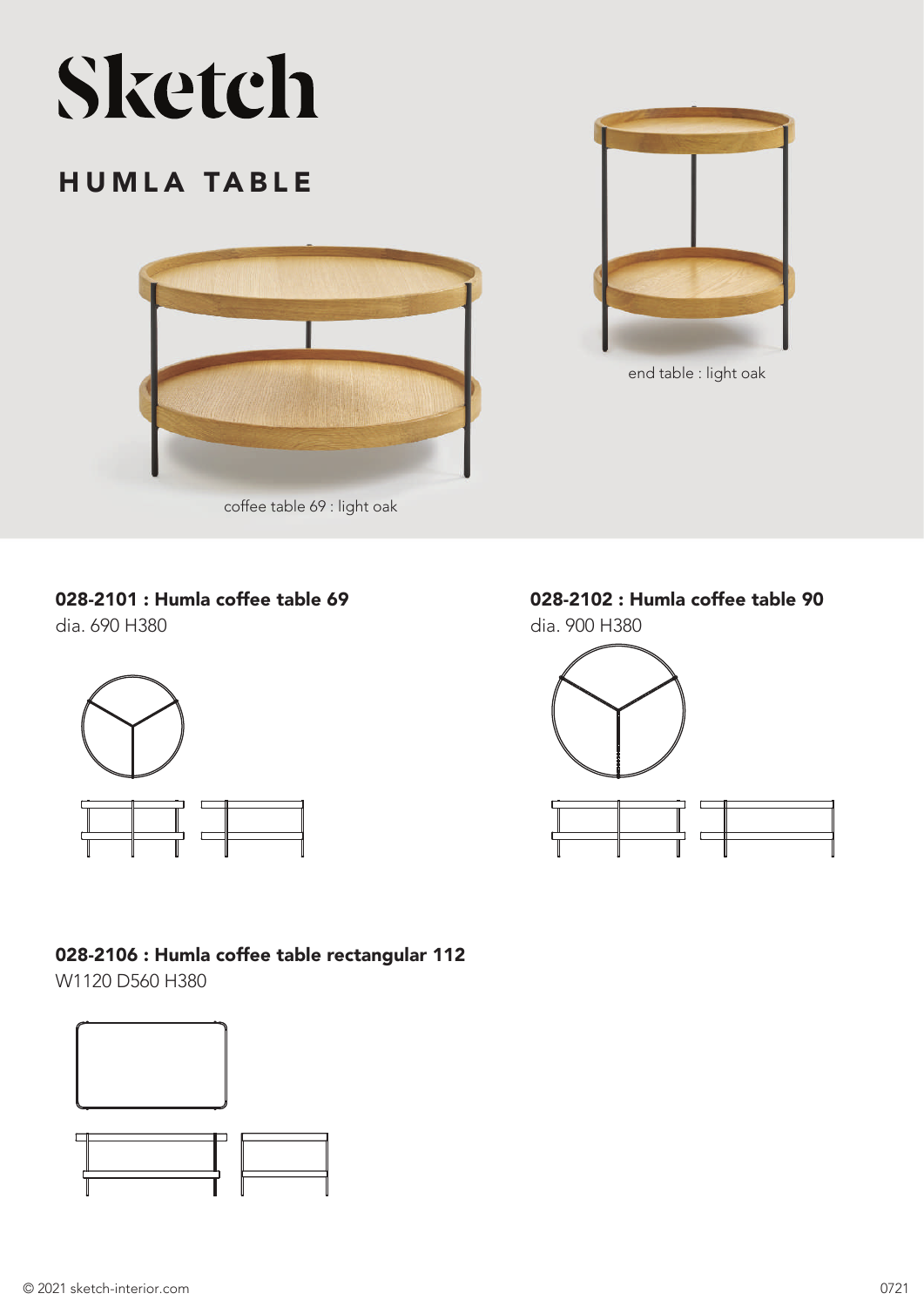# Sketch

## HUMLA TABLE

coffee table 69 : light oak

end table : light oak

**028-2101 : Humla coffee table 69**
dia. 690 H380

**028-2102 : Humla coffee table 90**
dia. 900 H380

**028-2106 : Humla coffee table rectangular 112**
W1120 D560 H380

© 2021 sketch-interior.com

0721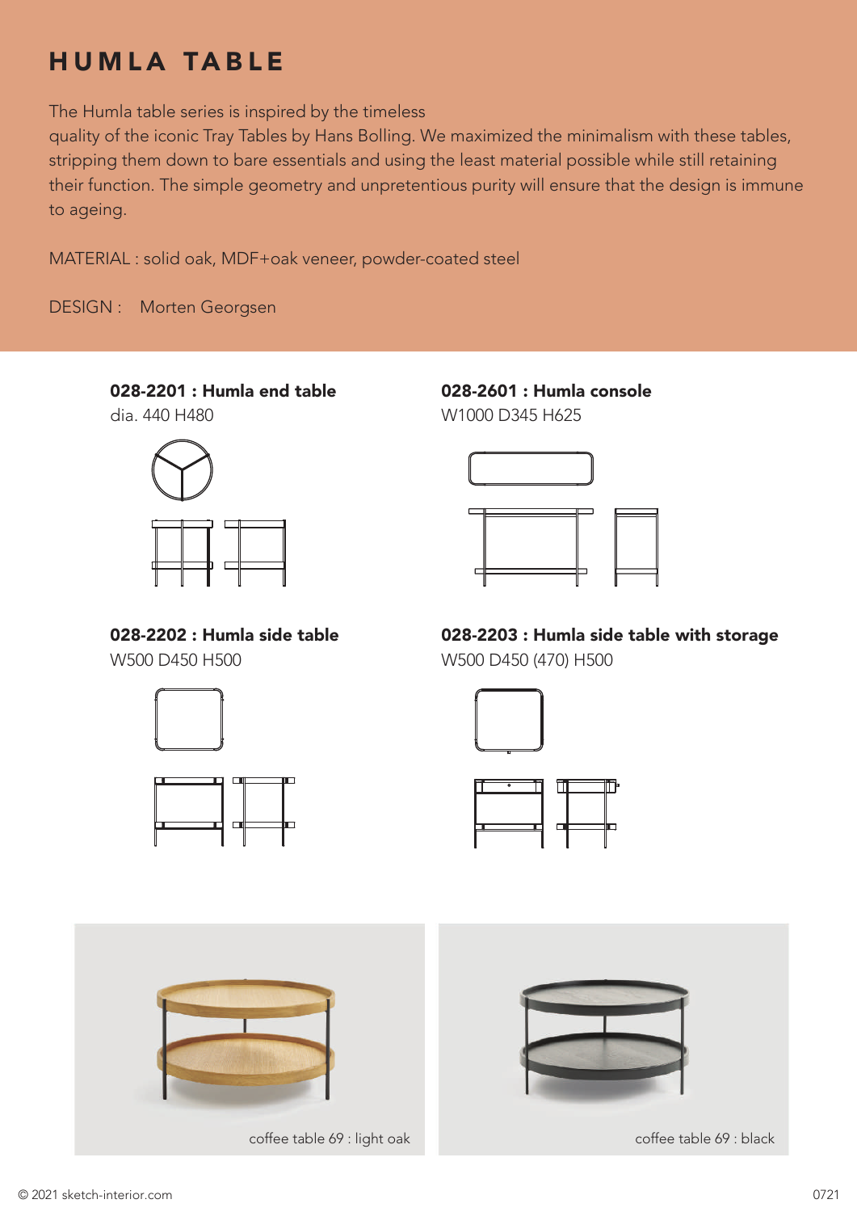# HUMLA TABLE

The Humla table series is inspired by the timeless quality of the iconic Tray Tables by Hans Bolling. We maximized the minimalism with these tables, stripping them down to bare essentials and using the least material possible while still retaining their function. The simple geometry and unpretentious purity will ensure that the design is immune to ageing.

MATERIAL : solid oak, MDF+oak veneer, powder-coated steel

DESIGN : Morten Georgsen

**028-2201 : Humla end table**
dia. 440 H480

**028-2601 : Humla console**
W1000 D345 H625

**028-2202 : Humla side table**
W500 D450 H500

**028-2203 : Humla side table with storage**
W500 D450 (470) H500

coffee table 69 : light oak

coffee table 69 : black

© 2021 sketch-interior.com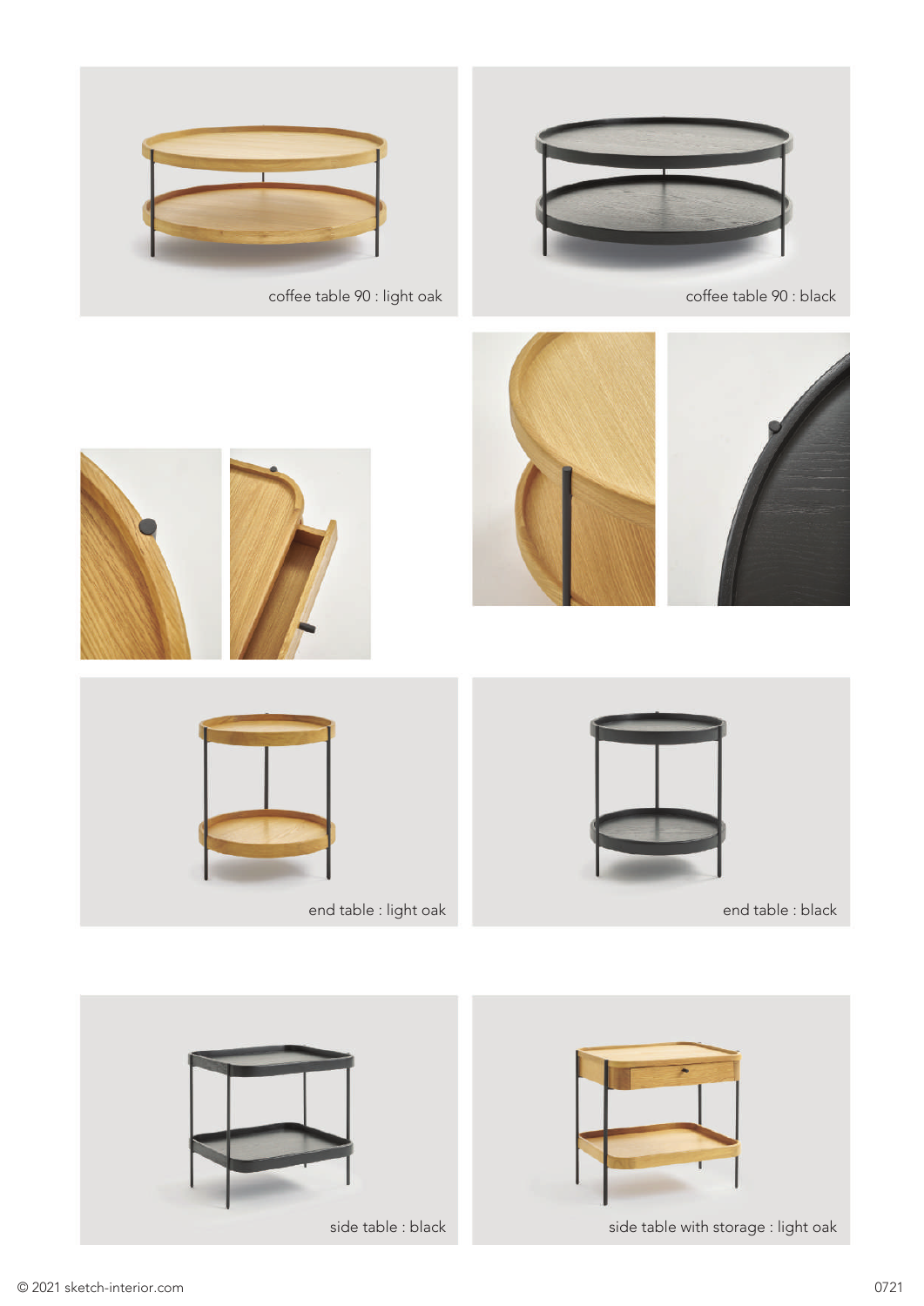coffee table 90 : light oak

coffee table 90 : black

end table : light oak

end table : black

side table : black

side table with storage : light oak

© 2021 sketch-interior.com